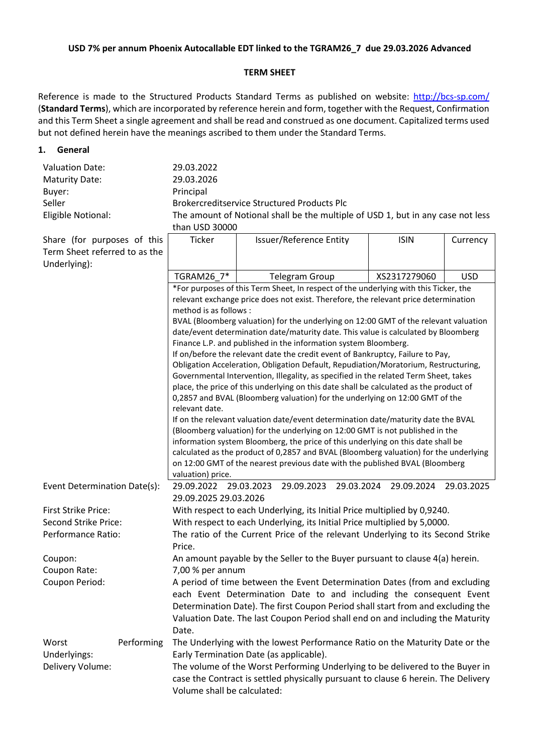**USD 7% per annum Phoenix Autocallable EDT linked to the TGRAM26_7 due 29.03.2026 Advanced**

**TERM SHEET**

Reference is made to the Structured Products Standard Terms as published on website: http://bcs-sp.com/ (**Standard Terms**), which are incorporated by reference herein and form, together with the Request, Confirmation and this Term Sheet a single agreement and shall be read and construed as one document. Capitalized terms used but not defined herein have the meanings ascribed to them under the Standard Terms.

**1. General**

| | |
|---|---|
| Valuation Date: | 29.03.2022 |
| Maturity Date: | 29.03.2026 |
| Buyer: | Principal |
| Seller | Brokercreditservice Structured Products Plc |
| Eligible Notional: | The amount of Notional shall be the multiple of USD 1, but in any case not less than USD 30000 |

Share (for purposes of this Term Sheet referred to as the Underlying):

| Ticker | Issuer/Reference Entity | ISIN | Currency |
|---|---|---|---|
| TGRAM26_7* | Telegram Group | XS2317279060 | USD |

*For purposes of this Term Sheet, In respect of the underlying with this Ticker, the relevant exchange price does not exist. Therefore, the relevant price determination method is as follows :
BVAL (Bloomberg valuation) for the underlying on 12:00 GMT of the relevant valuation date/event determination date/maturity date. This value is calculated by Bloomberg Finance L.P. and published in the information system Bloomberg.
If on/before the relevant date the credit event of Bankruptcy, Failure to Pay, Obligation Acceleration, Obligation Default, Repudiation/Moratorium, Restructuring, Governmental Intervention, Illegality, as specified in the related Term Sheet, takes place, the price of this underlying on this date shall be calculated as the product of 0,2857 and BVAL (Bloomberg valuation) for the underlying on 12:00 GMT of the relevant date.
If on the relevant valuation date/event determination date/maturity date the BVAL (Bloomberg valuation) for the underlying on 12:00 GMT is not published in the information system Bloomberg, the price of this underlying on this date shall be calculated as the product of 0,2857 and BVAL (Bloomberg valuation) for the underlying on 12:00 GMT of the nearest previous date with the published BVAL (Bloomberg valuation) price.

| | |
|---|---|
| Event Determination Date(s): | 29.09.2022 29.03.2023 29.09.2023 29.03.2024 29.09.2024 29.03.2025 29.09.2025 29.03.2026 |
| First Strike Price: | With respect to each Underlying, its Initial Price multiplied by 0,9240. |
| Second Strike Price: | With respect to each Underlying, its Initial Price multiplied by 5,0000. |
| Performance Ratio: | The ratio of the Current Price of the relevant Underlying to its Second Strike Price. |
| Coupon: | An amount payable by the Seller to the Buyer pursuant to clause 4(a) herein. |
| Coupon Rate: | 7,00 % per annum |
| Coupon Period: | A period of time between the Event Determination Dates (from and excluding each Event Determination Date to and including the consequent Event Determination Date). The first Coupon Period shall start from and excluding the Valuation Date. The last Coupon Period shall end on and including the Maturity Date. |
| Worst Performing Underlyings: | The Underlying with the lowest Performance Ratio on the Maturity Date or the Early Termination Date (as applicable). |
| Delivery Volume: | The volume of the Worst Performing Underlying to be delivered to the Buyer in case the Contract is settled physically pursuant to clause 6 herein. The Delivery Volume shall be calculated: |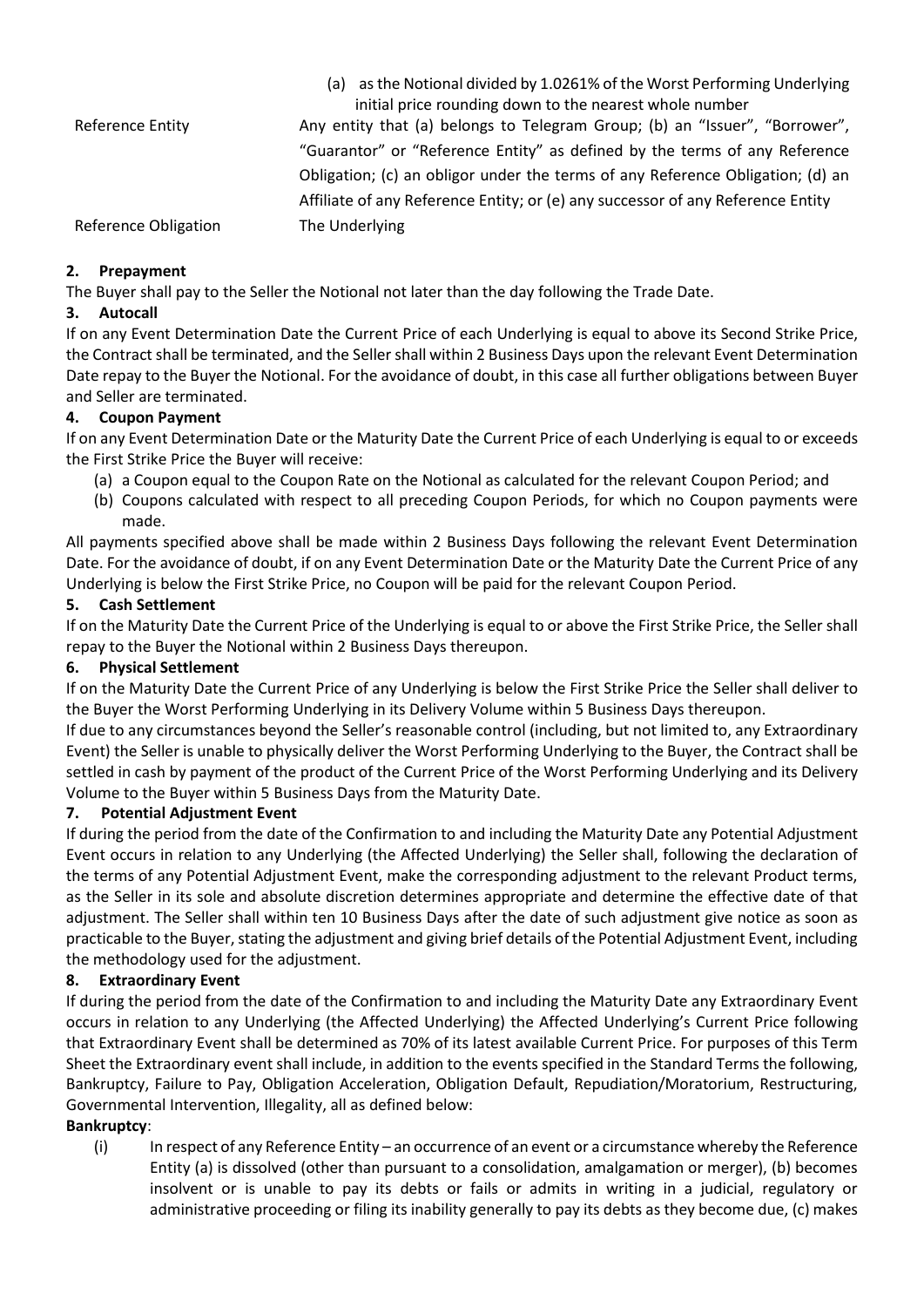| | |
|---|---|
| | (a) as the Notional divided by 1.0261% of the Worst Performing Underlying initial price rounding down to the nearest whole number |
| Reference Entity | Any entity that (a) belongs to Telegram Group; (b) an "Issuer", "Borrower", "Guarantor" or "Reference Entity" as defined by the terms of any Reference Obligation; (c) an obligor under the terms of any Reference Obligation; (d) an Affiliate of any Reference Entity; or (e) any successor of any Reference Entity |
| Reference Obligation | The Underlying |

## 2. Prepayment

The Buyer shall pay to the Seller the Notional not later than the day following the Trade Date.

## 3. Autocall

If on any Event Determination Date the Current Price of each Underlying is equal to above its Second Strike Price, the Contract shall be terminated, and the Seller shall within 2 Business Days upon the relevant Event Determination Date repay to the Buyer the Notional. For the avoidance of doubt, in this case all further obligations between Buyer and Seller are terminated.

## 4. Coupon Payment

If on any Event Determination Date or the Maturity Date the Current Price of each Underlying is equal to or exceeds the First Strike Price the Buyer will receive:

(a) a Coupon equal to the Coupon Rate on the Notional as calculated for the relevant Coupon Period; and

(b) Coupons calculated with respect to all preceding Coupon Periods, for which no Coupon payments were made.

All payments specified above shall be made within 2 Business Days following the relevant Event Determination Date. For the avoidance of doubt, if on any Event Determination Date or the Maturity Date the Current Price of any Underlying is below the First Strike Price, no Coupon will be paid for the relevant Coupon Period.

## 5. Cash Settlement

If on the Maturity Date the Current Price of the Underlying is equal to or above the First Strike Price, the Seller shall repay to the Buyer the Notional within 2 Business Days thereupon.

## 6. Physical Settlement

If on the Maturity Date the Current Price of any Underlying is below the First Strike Price the Seller shall deliver to the Buyer the Worst Performing Underlying in its Delivery Volume within 5 Business Days thereupon.

If due to any circumstances beyond the Seller's reasonable control (including, but not limited to, any Extraordinary Event) the Seller is unable to physically deliver the Worst Performing Underlying to the Buyer, the Contract shall be settled in cash by payment of the product of the Current Price of the Worst Performing Underlying and its Delivery Volume to the Buyer within 5 Business Days from the Maturity Date.

## 7. Potential Adjustment Event

If during the period from the date of the Confirmation to and including the Maturity Date any Potential Adjustment Event occurs in relation to any Underlying (the Affected Underlying) the Seller shall, following the declaration of the terms of any Potential Adjustment Event, make the corresponding adjustment to the relevant Product terms, as the Seller in its sole and absolute discretion determines appropriate and determine the effective date of that adjustment. The Seller shall within ten 10 Business Days after the date of such adjustment give notice as soon as practicable to the Buyer, stating the adjustment and giving brief details of the Potential Adjustment Event, including the methodology used for the adjustment.

## 8. Extraordinary Event

If during the period from the date of the Confirmation to and including the Maturity Date any Extraordinary Event occurs in relation to any Underlying (the Affected Underlying) the Affected Underlying's Current Price following that Extraordinary Event shall be determined as 70% of its latest available Current Price. For purposes of this Term Sheet the Extraordinary event shall include, in addition to the events specified in the Standard Terms the following, Bankruptcy, Failure to Pay, Obligation Acceleration, Obligation Default, Repudiation/Moratorium, Restructuring, Governmental Intervention, Illegality, all as defined below:

**Bankruptcy**:

(i) In respect of any Reference Entity – an occurrence of an event or a circumstance whereby the Reference Entity (a) is dissolved (other than pursuant to a consolidation, amalgamation or merger), (b) becomes insolvent or is unable to pay its debts or fails or admits in writing in a judicial, regulatory or administrative proceeding or filing its inability generally to pay its debts as they become due, (c) makes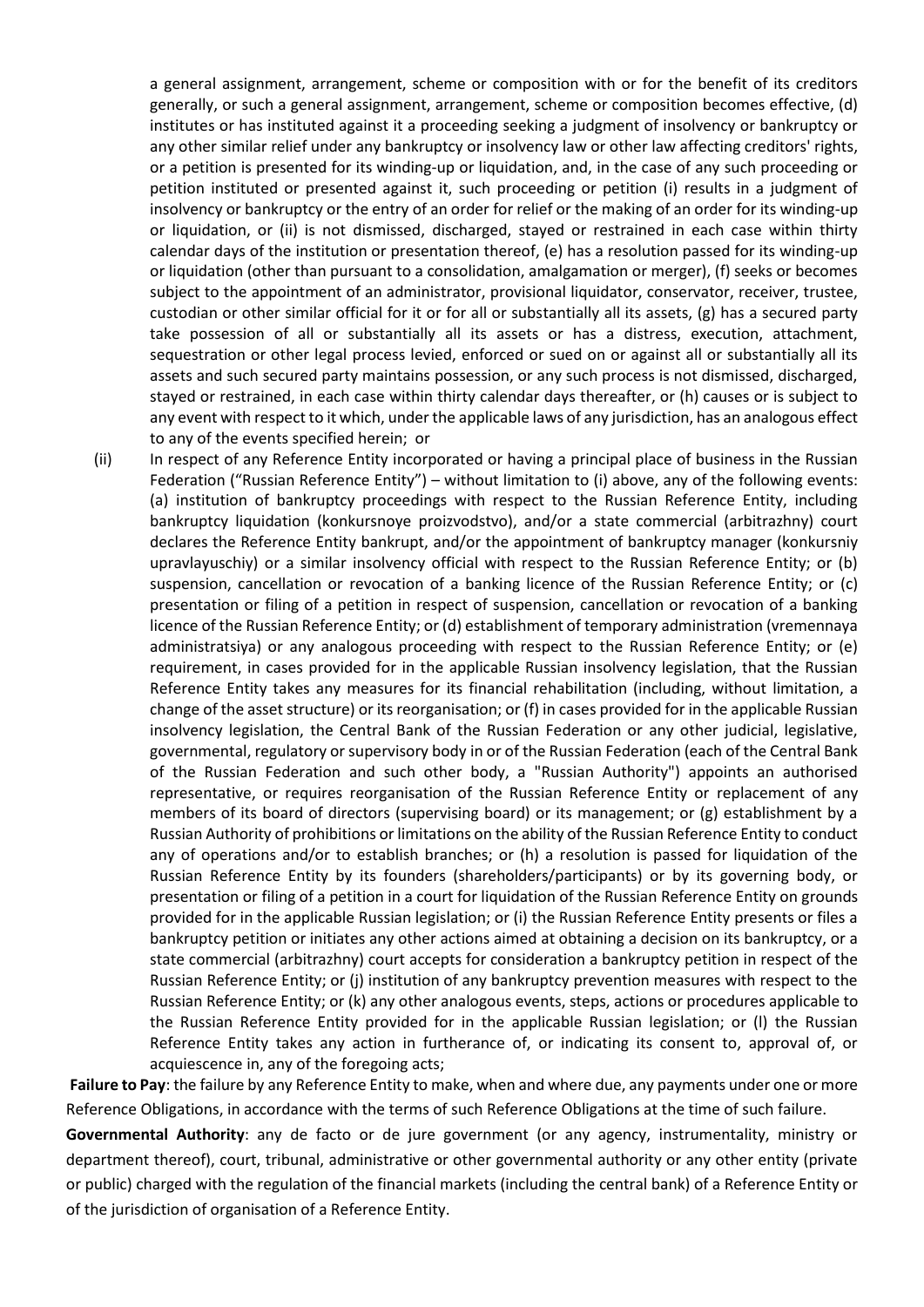a general assignment, arrangement, scheme or composition with or for the benefit of its creditors generally, or such a general assignment, arrangement, scheme or composition becomes effective, (d) institutes or has instituted against it a proceeding seeking a judgment of insolvency or bankruptcy or any other similar relief under any bankruptcy or insolvency law or other law affecting creditors' rights, or a petition is presented for its winding-up or liquidation, and, in the case of any such proceeding or petition instituted or presented against it, such proceeding or petition (i) results in a judgment of insolvency or bankruptcy or the entry of an order for relief or the making of an order for its winding-up or liquidation, or (ii) is not dismissed, discharged, stayed or restrained in each case within thirty calendar days of the institution or presentation thereof, (e) has a resolution passed for its winding-up or liquidation (other than pursuant to a consolidation, amalgamation or merger), (f) seeks or becomes subject to the appointment of an administrator, provisional liquidator, conservator, receiver, trustee, custodian or other similar official for it or for all or substantially all its assets, (g) has a secured party take possession of all or substantially all its assets or has a distress, execution, attachment, sequestration or other legal process levied, enforced or sued on or against all or substantially all its assets and such secured party maintains possession, or any such process is not dismissed, discharged, stayed or restrained, in each case within thirty calendar days thereafter, or (h) causes or is subject to any event with respect to it which, under the applicable laws of any jurisdiction, has an analogous effect to any of the events specified herein; or

(ii) In respect of any Reference Entity incorporated or having a principal place of business in the Russian Federation ("Russian Reference Entity") – without limitation to (i) above, any of the following events: (a) institution of bankruptcy proceedings with respect to the Russian Reference Entity, including bankruptcy liquidation (konkursnoye proizvodstvo), and/or a state commercial (arbitrazhny) court declares the Reference Entity bankrupt, and/or the appointment of bankruptcy manager (konkursniy upravlayuschiy) or a similar insolvency official with respect to the Russian Reference Entity; or (b) suspension, cancellation or revocation of a banking licence of the Russian Reference Entity; or (c) presentation or filing of a petition in respect of suspension, cancellation or revocation of a banking licence of the Russian Reference Entity; or (d) establishment of temporary administration (vremennaya administratsiya) or any analogous proceeding with respect to the Russian Reference Entity; or (e) requirement, in cases provided for in the applicable Russian insolvency legislation, that the Russian Reference Entity takes any measures for its financial rehabilitation (including, without limitation, a change of the asset structure) or its reorganisation; or (f) in cases provided for in the applicable Russian insolvency legislation, the Central Bank of the Russian Federation or any other judicial, legislative, governmental, regulatory or supervisory body in or of the Russian Federation (each of the Central Bank of the Russian Federation and such other body, a "Russian Authority") appoints an authorised representative, or requires reorganisation of the Russian Reference Entity or replacement of any members of its board of directors (supervising board) or its management; or (g) establishment by a Russian Authority of prohibitions or limitations on the ability of the Russian Reference Entity to conduct any of operations and/or to establish branches; or (h) a resolution is passed for liquidation of the Russian Reference Entity by its founders (shareholders/participants) or by its governing body, or presentation or filing of a petition in a court for liquidation of the Russian Reference Entity on grounds provided for in the applicable Russian legislation; or (i) the Russian Reference Entity presents or files a bankruptcy petition or initiates any other actions aimed at obtaining a decision on its bankruptcy, or a state commercial (arbitrazhny) court accepts for consideration a bankruptcy petition in respect of the Russian Reference Entity; or (j) institution of any bankruptcy prevention measures with respect to the Russian Reference Entity; or (k) any other analogous events, steps, actions or procedures applicable to the Russian Reference Entity provided for in the applicable Russian legislation; or (l) the Russian Reference Entity takes any action in furtherance of, or indicating its consent to, approval of, or acquiescence in, any of the foregoing acts;

**Failure to Pay**: the failure by any Reference Entity to make, when and where due, any payments under one or more Reference Obligations, in accordance with the terms of such Reference Obligations at the time of such failure.

**Governmental Authority**: any de facto or de jure government (or any agency, instrumentality, ministry or department thereof), court, tribunal, administrative or other governmental authority or any other entity (private or public) charged with the regulation of the financial markets (including the central bank) of a Reference Entity or of the jurisdiction of organisation of a Reference Entity.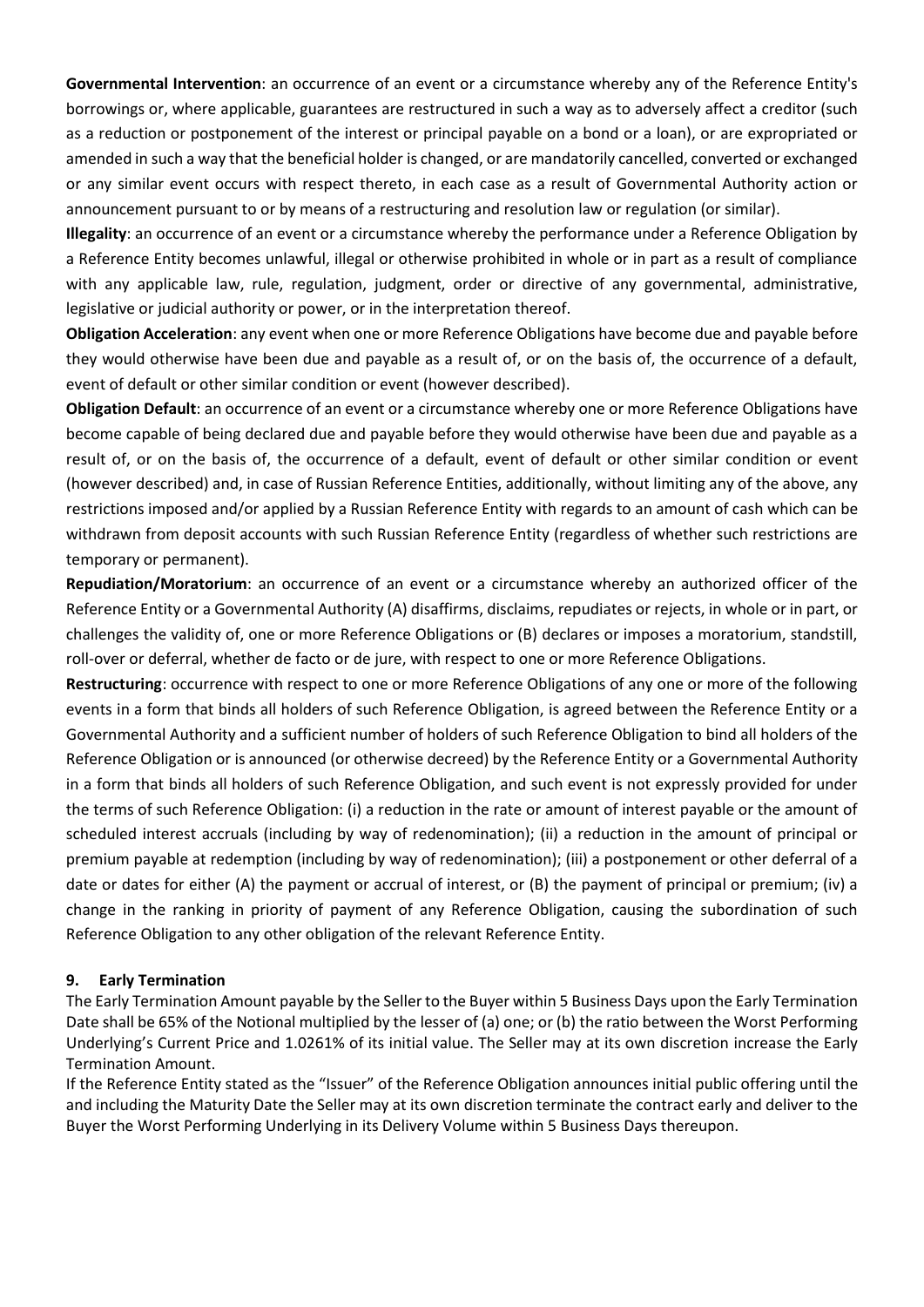**Governmental Intervention**: an occurrence of an event or a circumstance whereby any of the Reference Entity's borrowings or, where applicable, guarantees are restructured in such a way as to adversely affect a creditor (such as a reduction or postponement of the interest or principal payable on a bond or a loan), or are expropriated or amended in such a way that the beneficial holder is changed, or are mandatorily cancelled, converted or exchanged or any similar event occurs with respect thereto, in each case as a result of Governmental Authority action or announcement pursuant to or by means of a restructuring and resolution law or regulation (or similar).

**Illegality**: an occurrence of an event or a circumstance whereby the performance under a Reference Obligation by a Reference Entity becomes unlawful, illegal or otherwise prohibited in whole or in part as a result of compliance with any applicable law, rule, regulation, judgment, order or directive of any governmental, administrative, legislative or judicial authority or power, or in the interpretation thereof.

**Obligation Acceleration**: any event when one or more Reference Obligations have become due and payable before they would otherwise have been due and payable as a result of, or on the basis of, the occurrence of a default, event of default or other similar condition or event (however described).

**Obligation Default**: an occurrence of an event or a circumstance whereby one or more Reference Obligations have become capable of being declared due and payable before they would otherwise have been due and payable as a result of, or on the basis of, the occurrence of a default, event of default or other similar condition or event (however described) and, in case of Russian Reference Entities, additionally, without limiting any of the above, any restrictions imposed and/or applied by a Russian Reference Entity with regards to an amount of cash which can be withdrawn from deposit accounts with such Russian Reference Entity (regardless of whether such restrictions are temporary or permanent).

**Repudiation/Moratorium**: an occurrence of an event or a circumstance whereby an authorized officer of the Reference Entity or a Governmental Authority (A) disaffirms, disclaims, repudiates or rejects, in whole or in part, or challenges the validity of, one or more Reference Obligations or (B) declares or imposes a moratorium, standstill, roll-over or deferral, whether de facto or de jure, with respect to one or more Reference Obligations.

**Restructuring**: occurrence with respect to one or more Reference Obligations of any one or more of the following events in a form that binds all holders of such Reference Obligation, is agreed between the Reference Entity or a Governmental Authority and a sufficient number of holders of such Reference Obligation to bind all holders of the Reference Obligation or is announced (or otherwise decreed) by the Reference Entity or a Governmental Authority in a form that binds all holders of such Reference Obligation, and such event is not expressly provided for under the terms of such Reference Obligation: (i) a reduction in the rate or amount of interest payable or the amount of scheduled interest accruals (including by way of redenomination); (ii) a reduction in the amount of principal or premium payable at redemption (including by way of redenomination); (iii) a postponement or other deferral of a date or dates for either (A) the payment or accrual of interest, or (B) the payment of principal or premium; (iv) a change in the ranking in priority of payment of any Reference Obligation, causing the subordination of such Reference Obligation to any other obligation of the relevant Reference Entity.

## 9. Early Termination

The Early Termination Amount payable by the Seller to the Buyer within 5 Business Days upon the Early Termination Date shall be 65% of the Notional multiplied by the lesser of (a) one; or (b) the ratio between the Worst Performing Underlying's Current Price and 1.0261% of its initial value. The Seller may at its own discretion increase the Early Termination Amount.

If the Reference Entity stated as the "Issuer" of the Reference Obligation announces initial public offering until the and including the Maturity Date the Seller may at its own discretion terminate the contract early and deliver to the Buyer the Worst Performing Underlying in its Delivery Volume within 5 Business Days thereupon.